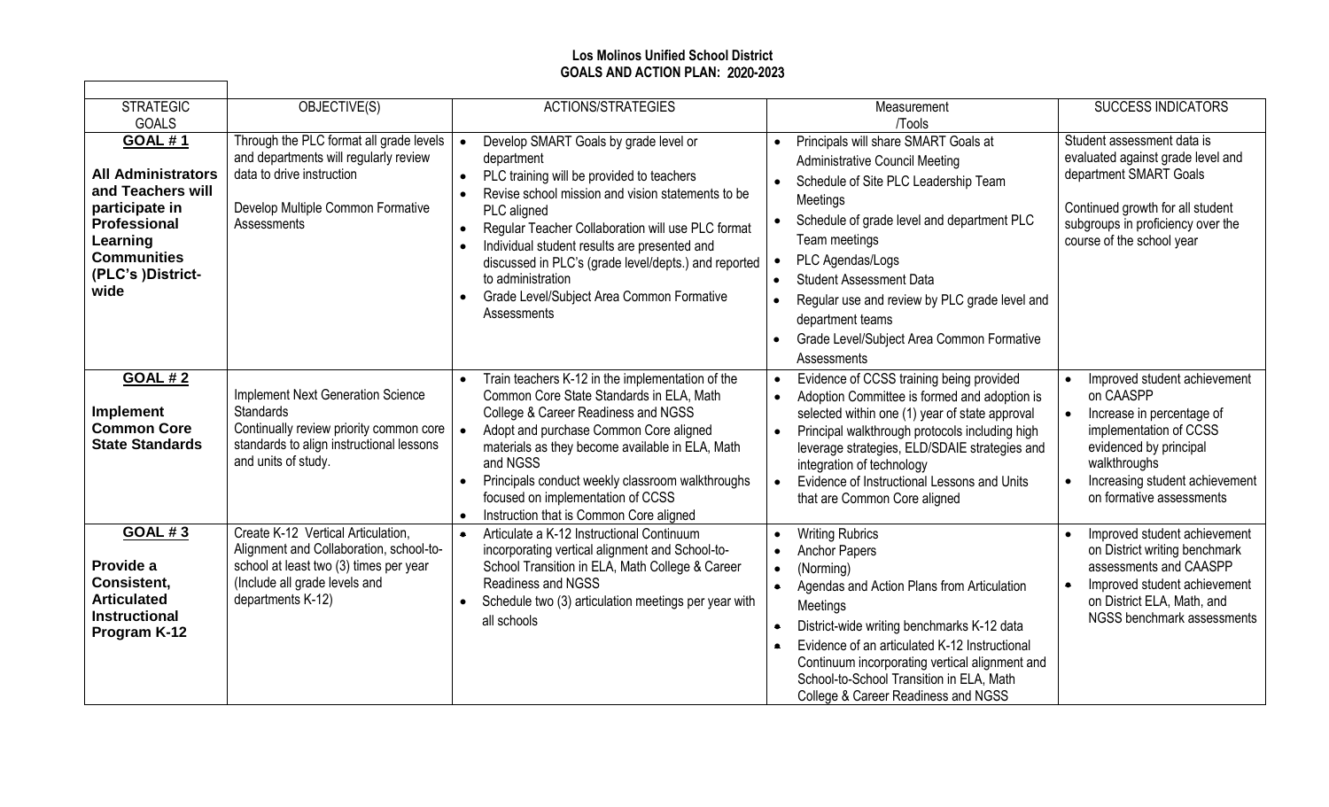**Los Molinos Unified School District**
**GOALS AND ACTION PLAN: 2020-2023**

| STRATEGIC GOALS | OBJECTIVE(S) | ACTIONS/STRATEGIES | Measurement /Tools | SUCCESS INDICATORS |
|---|---|---|---|---|
| **GOAL # 1**<br><br>**All Administrators and Teachers will participate in Professional Learning Communities (PLC's )District-wide** | Through the PLC format all grade levels and departments will regularly review data to drive instruction<br><br>Develop Multiple Common Formative Assessments | • Develop SMART Goals by grade level or department<br>• PLC training will be provided to teachers<br>• Revise school mission and vision statements to be PLC aligned<br>• Regular Teacher Collaboration will use PLC format<br>• Individual student results are presented and discussed in PLC's (grade level/depts.) and reported to administration<br>• Grade Level/Subject Area Common Formative Assessments | • Principals will share SMART Goals at Administrative Council Meeting<br>• Schedule of Site PLC Leadership Team Meetings<br>• Schedule of grade level and department PLC Team meetings<br>• PLC Agendas/Logs<br>• Student Assessment Data<br>• Regular use and review by PLC grade level and department teams<br>• Grade Level/Subject Area Common Formative Assessments | Student assessment data is evaluated against grade level and department SMART Goals<br><br>Continued growth for all student subgroups in proficiency over the course of the school year |
| **GOAL # 2**<br><br>**Implement Common Core State Standards** | Implement Next Generation Science Standards<br>Continually review priority common core standards to align instructional lessons and units of study. | • Train teachers K-12 in the implementation of the Common Core State Standards in ELA, Math College & Career Readiness and NGSS<br>• Adopt and purchase Common Core aligned materials as they become available in ELA, Math and NGSS<br>• Principals conduct weekly classroom walkthroughs focused on implementation of CCSS<br>• Instruction that is Common Core aligned | • Evidence of CCSS training being provided<br>• Adoption Committee is formed and adoption is selected within one (1) year of state approval<br>• Principal walkthrough protocols including high leverage strategies, ELD/SDAIE strategies and integration of technology<br>• Evidence of Instructional Lessons and Units that are Common Core aligned | • Improved student achievement on CAASPP<br>• Increase in percentage of implementation of CCSS evidenced by principal walkthroughs<br>• Increasing student achievement on formative assessments |
| **GOAL # 3**<br><br>**Provide a Consistent, Articulated Instructional Program K-12** | Create K-12 Vertical Articulation, Alignment and Collaboration, school-to-school at least two (3) times per year (Include all grade levels and departments K-12) | • Articulate a K-12 Instructional Continuum incorporating vertical alignment and School-to-School Transition in ELA, Math College & Career Readiness and NGSS<br>• Schedule two (3) articulation meetings per year with all schools | • Writing Rubrics<br>• Anchor Papers<br>• (Norming)<br>• Agendas and Action Plans from Articulation Meetings<br>• District-wide writing benchmarks K-12 data<br>• Evidence of an articulated K-12 Instructional Continuum incorporating vertical alignment and School-to-School Transition in ELA, Math College & Career Readiness and NGSS | • Improved student achievement on District writing benchmark assessments and CAASPP<br>• Improved student achievement on District ELA, Math, and NGSS benchmark assessments |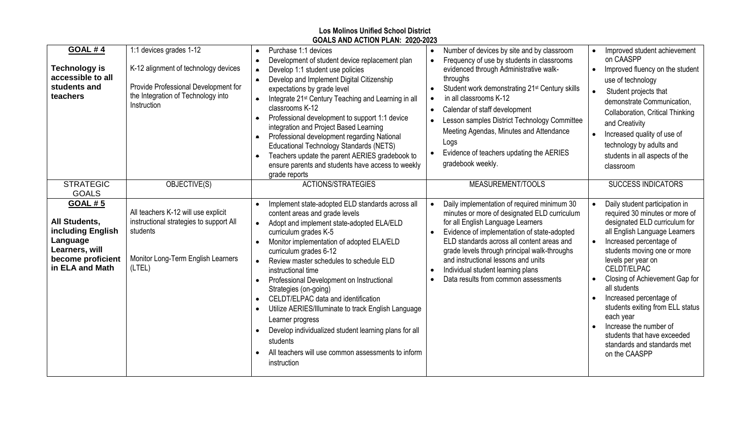## Los Molinos Unified School District
## GOALS AND ACTION PLAN: 2020-2023

| STRATEGIC GOALS | OBJECTIVE(S) | ACTIONS/STRATEGIES | MEASUREMENT/TOOLS | SUCCESS INDICATORS |
|---|---|---|---|---|
| **GOAL # 4**<br><br>**Technology is accessible to all students and teachers** | 1:1 devices grades 1-12<br><br>K-12 alignment of technology devices<br><br>Provide Professional Development for the Integration of Technology into Instruction | • Purchase 1:1 devices<br>• Development of student device replacement plan<br>• Develop 1:1 student use policies<br>• Develop and Implement Digital Citizenship expectations by grade level<br>• Integrate 21st Century Teaching and Learning in all classrooms K-12<br>• Professional development to support 1:1 device integration and Project Based Learning<br>• Professional development regarding National Educational Technology Standards (NETS)<br>• Teachers update the parent AERIES gradebook to ensure parents and students have access to weekly grade reports | • Number of devices by site and by classroom<br>• Frequency of use by students in classrooms evidenced through Administrative walk-throughs<br>• Student work demonstrating 21st Century skills<br>• in all classrooms K-12<br>• Calendar of staff development<br>• Lesson samples District Technology Committee Meeting Agendas, Minutes and Attendance Logs<br>• Evidence of teachers updating the AERIES gradebook weekly. | • Improved student achievement on CAASPP<br>• Improved fluency on the student use of technology<br>• Student projects that demonstrate Communication, Collaboration, Critical Thinking and Creativity<br>• Increased quality of use of technology by adults and students in all aspects of the classroom |
| STRATEGIC GOALS | OBJECTIVE(S) | ACTIONS/STRATEGIES | MEASUREMENT/TOOLS | SUCCESS INDICATORS |
| **GOAL # 5**<br><br>**All Students, including English Language Learners, will become proficient in ELA and Math** | All teachers K-12 will use explicit instructional strategies to support All students<br><br>Monitor Long-Term English Learners (LTEL) | • Implement state-adopted ELD standards across all content areas and grade levels<br>• Adopt and implement state-adopted ELA/ELD curriculum grades K-5<br>• Monitor implementation of adopted ELA/ELD curriculum grades 6-12<br>• Review master schedules to schedule ELD instructional time<br>• Professional Development on Instructional Strategies (on-going)<br>• CELDT/ELPAC data and identification<br>• Utilize AERIES/Illuminate to track English Language Learner progress<br>• Develop individualized student learning plans for all students<br>• All teachers will use common assessments to inform instruction | • Daily implementation of required minimum 30 minutes or more of designated ELD curriculum for all English Language Learners<br>• Evidence of implementation of state-adopted ELD standards across all content areas and grade levels through principal walk-throughs and instructional lessons and units<br>• Individual student learning plans<br>• Data results from common assessments | • Daily student participation in required 30 minutes or more of designated ELD curriculum for all English Language Learners<br>• Increased percentage of students moving one or more levels per year on CELDT/ELPAC<br>• Closing of Achievement Gap for all students<br>• Increased percentage of students exiting from ELL status each year<br>• Increase the number of students that have exceeded standards and standards met on the CAASPP |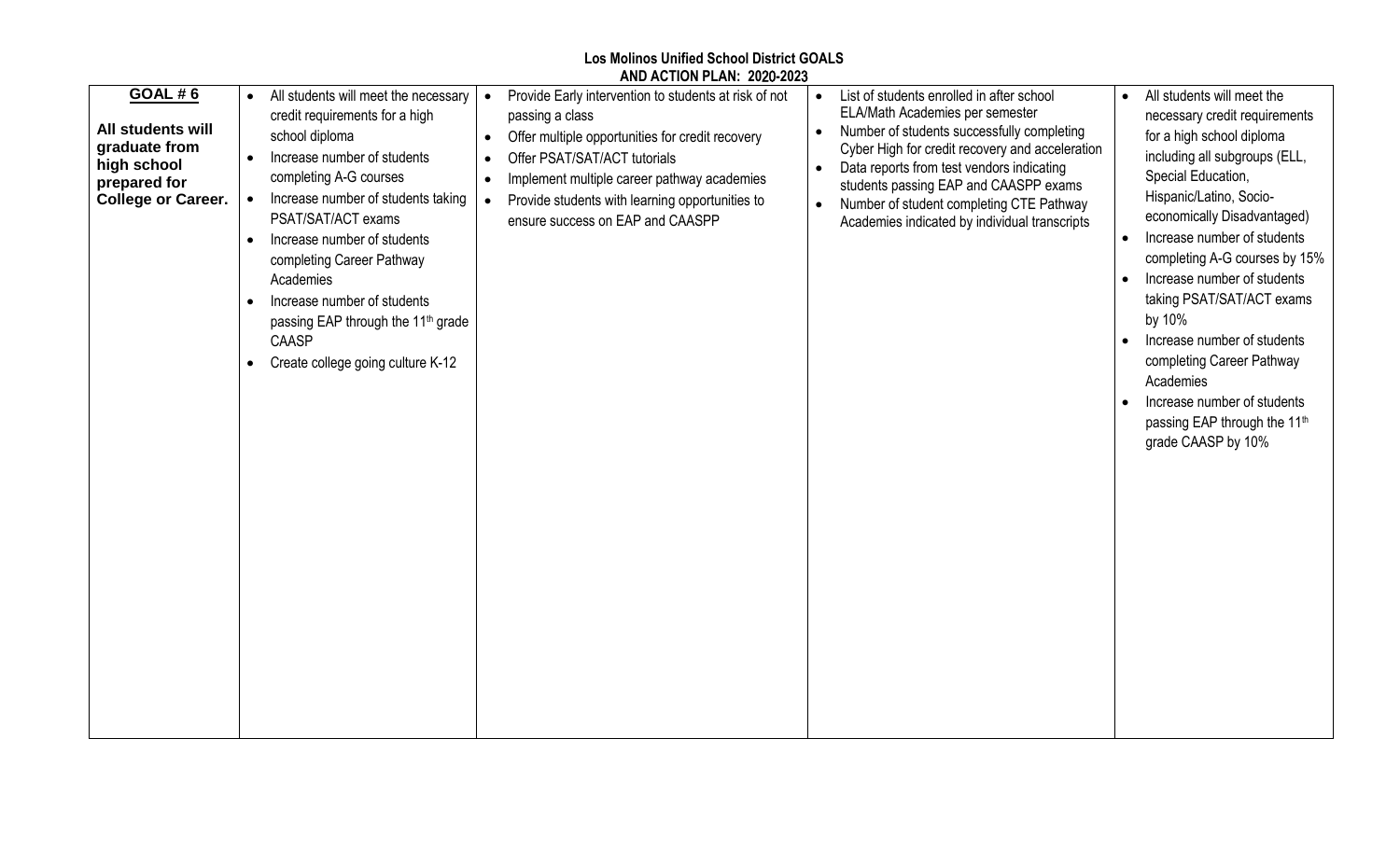## Los Molinos Unified School District GOALS AND ACTION PLAN: 2020-2023

| | | | | |
|---|---|---|---|---|
| **GOAL # 6**<br><br>**All students will graduate from high school prepared for College or Career.** | • All students will meet the necessary credit requirements for a high school diploma<br>• Increase number of students completing A-G courses<br>• Increase number of students taking PSAT/SAT/ACT exams<br>• Increase number of students completing Career Pathway Academies<br>• Increase number of students passing EAP through the 11th grade CAASP<br>• Create college going culture K-12 | • Provide Early intervention to students at risk of not passing a class<br>• Offer multiple opportunities for credit recovery<br>• Offer PSAT/SAT/ACT tutorials<br>• Implement multiple career pathway academies<br>• Provide students with learning opportunities to ensure success on EAP and CAASPP | • List of students enrolled in after school ELA/Math Academies per semester<br>• Number of students successfully completing Cyber High for credit recovery and acceleration<br>• Data reports from test vendors indicating students passing EAP and CAASPP exams<br>• Number of student completing CTE Pathway Academies indicated by individual transcripts | • All students will meet the necessary credit requirements for a high school diploma including all subgroups (ELL, Special Education, Hispanic/Latino, Socio-economically Disadvantaged)<br>• Increase number of students completing A-G courses by 15%<br>• Increase number of students taking PSAT/SAT/ACT exams by 10%<br>• Increase number of students completing Career Pathway Academies<br>• Increase number of students passing EAP through the 11th grade CAASP by 10% |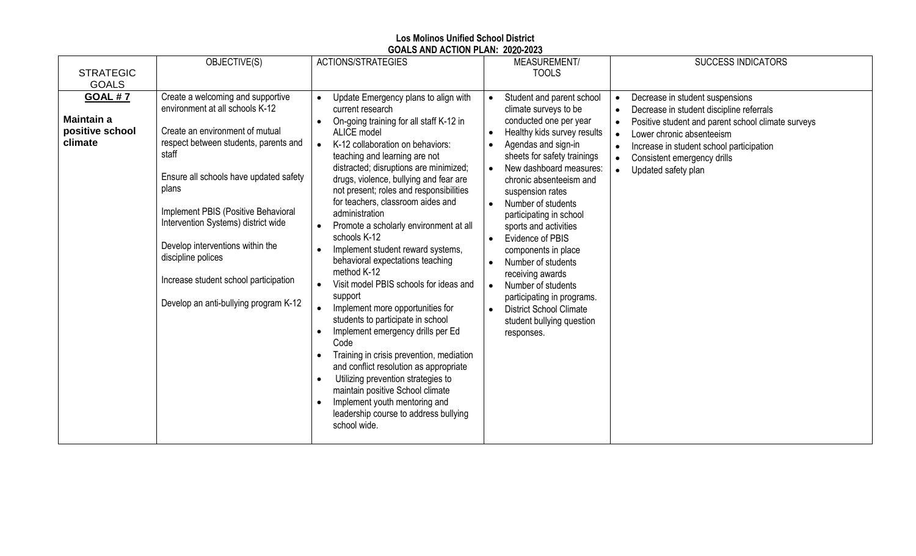**Los Molinos Unified School District**
**GOALS AND ACTION PLAN: 2020-2023**

| STRATEGIC GOALS | OBJECTIVE(S) | ACTIONS/STRATEGIES | MEASUREMENT/ TOOLS | SUCCESS INDICATORS |
|---|---|---|---|---|
| **GOAL # 7**<br><br>**Maintain a positive school climate** | Create a welcoming and supportive environment at all schools K-12<br><br>Create an environment of mutual respect between students, parents and staff<br><br>Ensure all schools have updated safety plans<br><br>Implement PBIS (Positive Behavioral Intervention Systems) district wide<br><br>Develop interventions within the discipline polices<br><br>Increase student school participation<br><br>Develop an anti-bullying program K-12 | • Update Emergency plans to align with current research<br>• On-going training for all staff K-12 in ALICE model<br>• K-12 collaboration on behaviors: teaching and learning are not distracted; disruptions are minimized; drugs, violence, bullying and fear are not present; roles and responsibilities for teachers, classroom aides and administration<br>• Promote a scholarly environment at all schools K-12<br>• Implement student reward systems, behavioral expectations teaching method K-12<br>• Visit model PBIS schools for ideas and support<br>• Implement more opportunities for students to participate in school<br>• Implement emergency drills per Ed Code<br>• Training in crisis prevention, mediation and conflict resolution as appropriate<br>• Utilizing prevention strategies to maintain positive School climate<br>• Implement youth mentoring and leadership course to address bullying school wide. | • Student and parent school climate surveys to be conducted one per year<br>• Healthy kids survey results<br>• Agendas and sign-in sheets for safety trainings<br>• New dashboard measures: chronic absenteeism and suspension rates<br>• Number of students participating in school sports and activities<br>• Evidence of PBIS components in place<br>• Number of students receiving awards<br>• Number of students participating in programs.<br>• District School Climate student bullying question responses. | • Decrease in student suspensions<br>• Decrease in student discipline referrals<br>• Positive student and parent school climate surveys<br>• Lower chronic absenteeism<br>• Increase in student school participation<br>• Consistent emergency drills<br>• Updated safety plan |